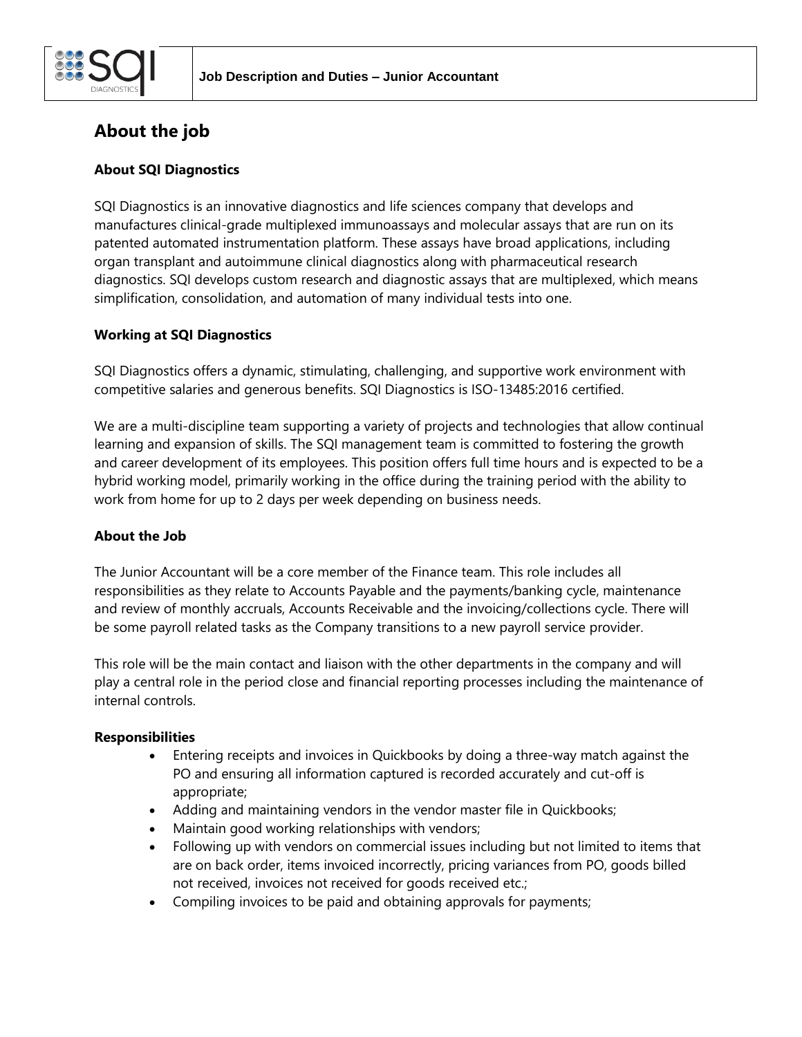Job Description and Duties – Junior Accountant

# About the job

### About SQI Diagnostics

SQI Diagnostics is an innovative diagnostics and life sciences company that develops and manufactures clinical-grade multiplexed immunoassays and molecular assays that are run on its patented automated instrumentation platform. These assays have broad applications, including organ transplant and autoimmune clinical diagnostics along with pharmaceutical research diagnostics. SQI develops custom research and diagnostic assays that are multiplexed, which means simplification, consolidation, and automation of many individual tests into one.

### Working at SQI Diagnostics

SQI Diagnostics offers a dynamic, stimulating, challenging, and supportive work environment with competitive salaries and generous benefits. SQI Diagnostics is ISO-13485:2016 certified.

We are a multi-discipline team supporting a variety of projects and technologies that allow continual learning and expansion of skills. The SQI management team is committed to fostering the growth and career development of its employees. This position offers full time hours and is expected to be a hybrid working model, primarily working in the office during the training period with the ability to work from home for up to 2 days per week depending on business needs.

### About the Job

The Junior Accountant will be a core member of the Finance team. This role includes all responsibilities as they relate to Accounts Payable and the payments/banking cycle, maintenance and review of monthly accruals, Accounts Receivable and the invoicing/collections cycle. There will be some payroll related tasks as the Company transitions to a new payroll service provider.

This role will be the main contact and liaison with the other departments in the company and will play a central role in the period close and financial reporting processes including the maintenance of internal controls.

### Responsibilities

- Entering receipts and invoices in Quickbooks by doing a three-way match against the PO and ensuring all information captured is recorded accurately and cut-off is appropriate;
- Adding and maintaining vendors in the vendor master file in Quickbooks;
- Maintain good working relationships with vendors;
- Following up with vendors on commercial issues including but not limited to items that are on back order, items invoiced incorrectly, pricing variances from PO, goods billed not received, invoices not received for goods received etc.;
- Compiling invoices to be paid and obtaining approvals for payments;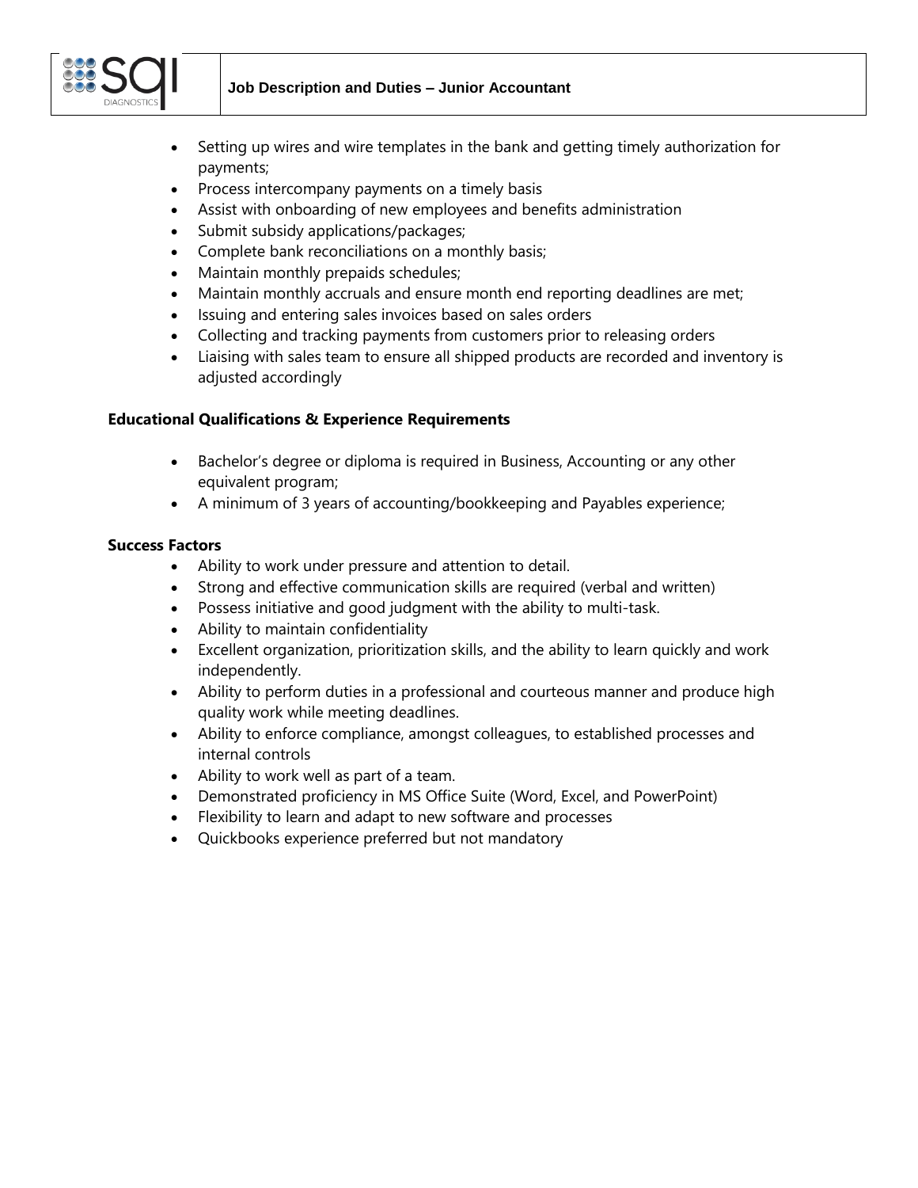- Setting up wires and wire templates in the bank and getting timely authorization for payments;
- Process intercompany payments on a timely basis
- Assist with onboarding of new employees and benefits administration
- Submit subsidy applications/packages;
- Complete bank reconciliations on a monthly basis;
- Maintain monthly prepaids schedules;
- Maintain monthly accruals and ensure month end reporting deadlines are met;
- Issuing and entering sales invoices based on sales orders
- Collecting and tracking payments from customers prior to releasing orders
- Liaising with sales team to ensure all shipped products are recorded and inventory is adjusted accordingly

**Educational Qualifications & Experience Requirements**

- Bachelor's degree or diploma is required in Business, Accounting or any other equivalent program;
- A minimum of 3 years of accounting/bookkeeping and Payables experience;

**Success Factors**

- Ability to work under pressure and attention to detail.
- Strong and effective communication skills are required (verbal and written)
- Possess initiative and good judgment with the ability to multi-task.
- Ability to maintain confidentiality
- Excellent organization, prioritization skills, and the ability to learn quickly and work independently.
- Ability to perform duties in a professional and courteous manner and produce high quality work while meeting deadlines.
- Ability to enforce compliance, amongst colleagues, to established processes and internal controls
- Ability to work well as part of a team.
- Demonstrated proficiency in MS Office Suite (Word, Excel, and PowerPoint)
- Flexibility to learn and adapt to new software and processes
- Quickbooks experience preferred but not mandatory